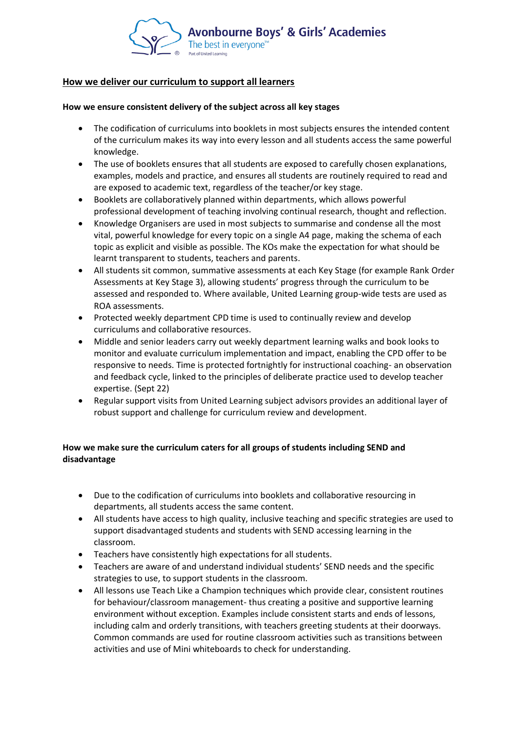Avonbourne Boys' & Girls' Academies
The best in everyone™
Part of United Learning

## How we deliver our curriculum to support all learners

**How we ensure consistent delivery of the subject across all key stages**

- The codification of curriculums into booklets in most subjects ensures the intended content of the curriculum makes its way into every lesson and all students access the same powerful knowledge.
- The use of booklets ensures that all students are exposed to carefully chosen explanations, examples, models and practice, and ensures all students are routinely required to read and are exposed to academic text, regardless of the teacher/or key stage.
- Booklets are collaboratively planned within departments, which allows powerful professional development of teaching involving continual research, thought and reflection.
- Knowledge Organisers are used in most subjects to summarise and condense all the most vital, powerful knowledge for every topic on a single A4 page, making the schema of each topic as explicit and visible as possible. The KOs make the expectation for what should be learnt transparent to students, teachers and parents.
- All students sit common, summative assessments at each Key Stage (for example Rank Order Assessments at Key Stage 3), allowing students' progress through the curriculum to be assessed and responded to. Where available, United Learning group-wide tests are used as ROA assessments.
- Protected weekly department CPD time is used to continually review and develop curriculums and collaborative resources.
- Middle and senior leaders carry out weekly department learning walks and book looks to monitor and evaluate curriculum implementation and impact, enabling the CPD offer to be responsive to needs. Time is protected fortnightly for instructional coaching- an observation and feedback cycle, linked to the principles of deliberate practice used to develop teacher expertise. (Sept 22)
- Regular support visits from United Learning subject advisors provides an additional layer of robust support and challenge for curriculum review and development.

**How we make sure the curriculum caters for all groups of students including SEND and disadvantage**

- Due to the codification of curriculums into booklets and collaborative resourcing in departments, all students access the same content.
- All students have access to high quality, inclusive teaching and specific strategies are used to support disadvantaged students and students with SEND accessing learning in the classroom.
- Teachers have consistently high expectations for all students.
- Teachers are aware of and understand individual students' SEND needs and the specific strategies to use, to support students in the classroom.
- All lessons use Teach Like a Champion techniques which provide clear, consistent routines for behaviour/classroom management- thus creating a positive and supportive learning environment without exception. Examples include consistent starts and ends of lessons, including calm and orderly transitions, with teachers greeting students at their doorways. Common commands are used for routine classroom activities such as transitions between activities and use of Mini whiteboards to check for understanding.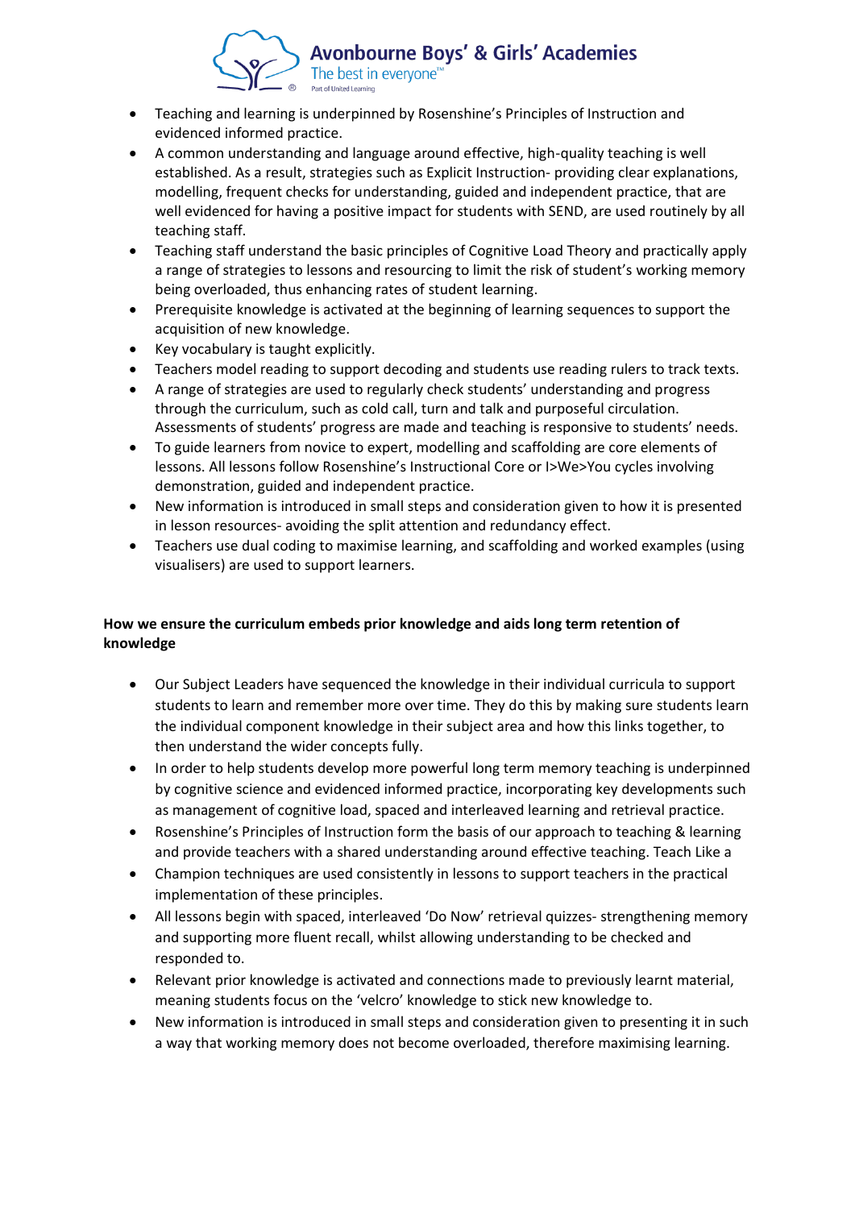- Teaching and learning is underpinned by Rosenshine's Principles of Instruction and evidenced informed practice.
- A common understanding and language around effective, high-quality teaching is well established. As a result, strategies such as Explicit Instruction- providing clear explanations, modelling, frequent checks for understanding, guided and independent practice, that are well evidenced for having a positive impact for students with SEND, are used routinely by all teaching staff.
- Teaching staff understand the basic principles of Cognitive Load Theory and practically apply a range of strategies to lessons and resourcing to limit the risk of student's working memory being overloaded, thus enhancing rates of student learning.
- Prerequisite knowledge is activated at the beginning of learning sequences to support the acquisition of new knowledge.
- Key vocabulary is taught explicitly.
- Teachers model reading to support decoding and students use reading rulers to track texts.
- A range of strategies are used to regularly check students' understanding and progress through the curriculum, such as cold call, turn and talk and purposeful circulation. Assessments of students' progress are made and teaching is responsive to students' needs.
- To guide learners from novice to expert, modelling and scaffolding are core elements of lessons. All lessons follow Rosenshine's Instructional Core or I>We>You cycles involving demonstration, guided and independent practice.
- New information is introduced in small steps and consideration given to how it is presented in lesson resources- avoiding the split attention and redundancy effect.
- Teachers use dual coding to maximise learning, and scaffolding and worked examples (using visualisers) are used to support learners.

**How we ensure the curriculum embeds prior knowledge and aids long term retention of knowledge**

- Our Subject Leaders have sequenced the knowledge in their individual curricula to support students to learn and remember more over time. They do this by making sure students learn the individual component knowledge in their subject area and how this links together, to then understand the wider concepts fully.
- In order to help students develop more powerful long term memory teaching is underpinned by cognitive science and evidenced informed practice, incorporating key developments such as management of cognitive load, spaced and interleaved learning and retrieval practice.
- Rosenshine's Principles of Instruction form the basis of our approach to teaching & learning and provide teachers with a shared understanding around effective teaching. Teach Like a
- Champion techniques are used consistently in lessons to support teachers in the practical implementation of these principles.
- All lessons begin with spaced, interleaved 'Do Now' retrieval quizzes- strengthening memory and supporting more fluent recall, whilst allowing understanding to be checked and responded to.
- Relevant prior knowledge is activated and connections made to previously learnt material, meaning students focus on the 'velcro' knowledge to stick new knowledge to.
- New information is introduced in small steps and consideration given to presenting it in such a way that working memory does not become overloaded, therefore maximising learning.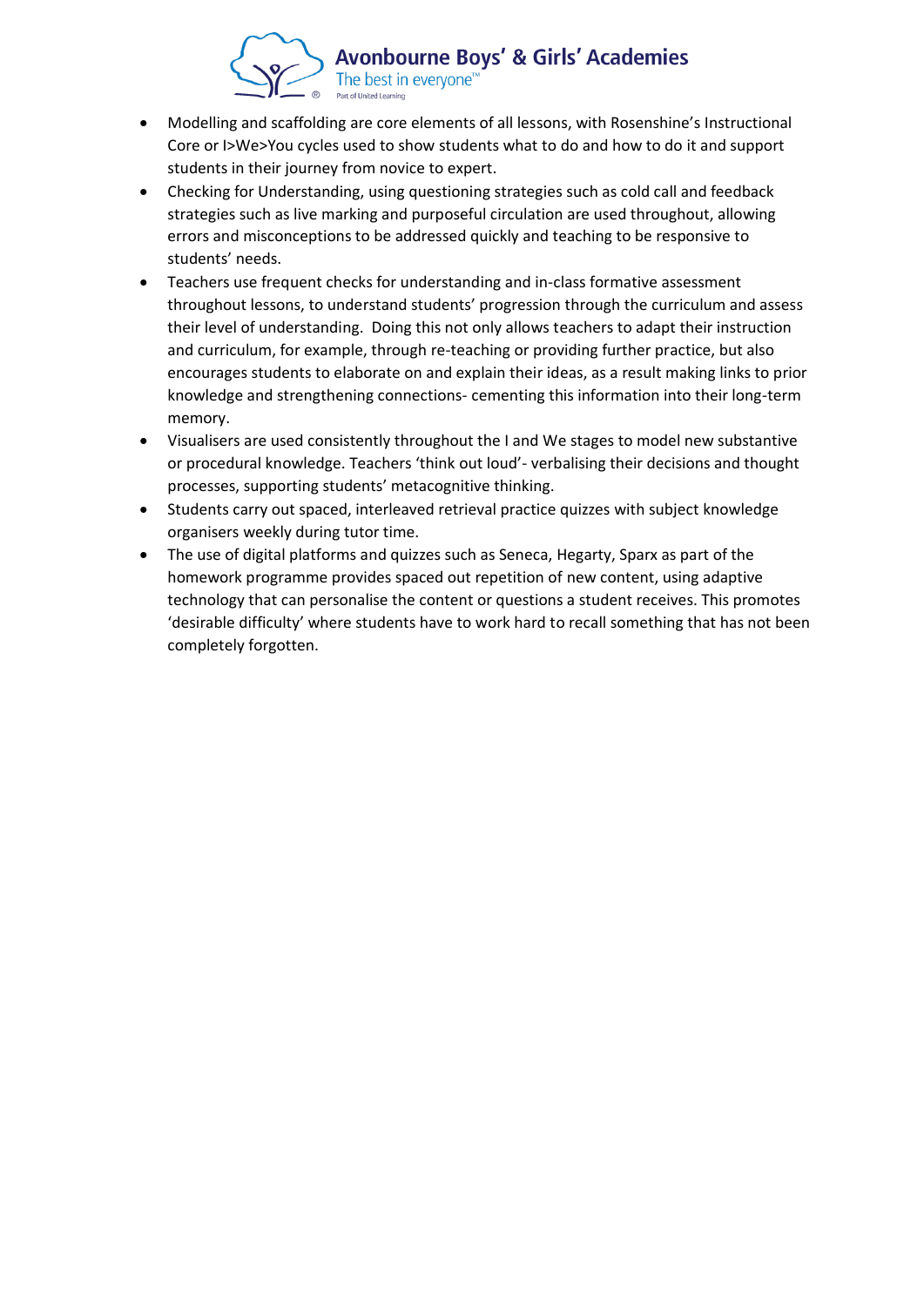- Modelling and scaffolding are core elements of all lessons, with Rosenshine's Instructional Core or I>We>You cycles used to show students what to do and how to do it and support students in their journey from novice to expert.
- Checking for Understanding, using questioning strategies such as cold call and feedback strategies such as live marking and purposeful circulation are used throughout, allowing errors and misconceptions to be addressed quickly and teaching to be responsive to students' needs.
- Teachers use frequent checks for understanding and in-class formative assessment throughout lessons, to understand students' progression through the curriculum and assess their level of understanding. Doing this not only allows teachers to adapt their instruction and curriculum, for example, through re-teaching or providing further practice, but also encourages students to elaborate on and explain their ideas, as a result making links to prior knowledge and strengthening connections- cementing this information into their long-term memory.
- Visualisers are used consistently throughout the I and We stages to model new substantive or procedural knowledge. Teachers 'think out loud'- verbalising their decisions and thought processes, supporting students' metacognitive thinking.
- Students carry out spaced, interleaved retrieval practice quizzes with subject knowledge organisers weekly during tutor time.
- The use of digital platforms and quizzes such as Seneca, Hegarty, Sparx as part of the homework programme provides spaced out repetition of new content, using adaptive technology that can personalise the content or questions a student receives. This promotes 'desirable difficulty' where students have to work hard to recall something that has not been completely forgotten.